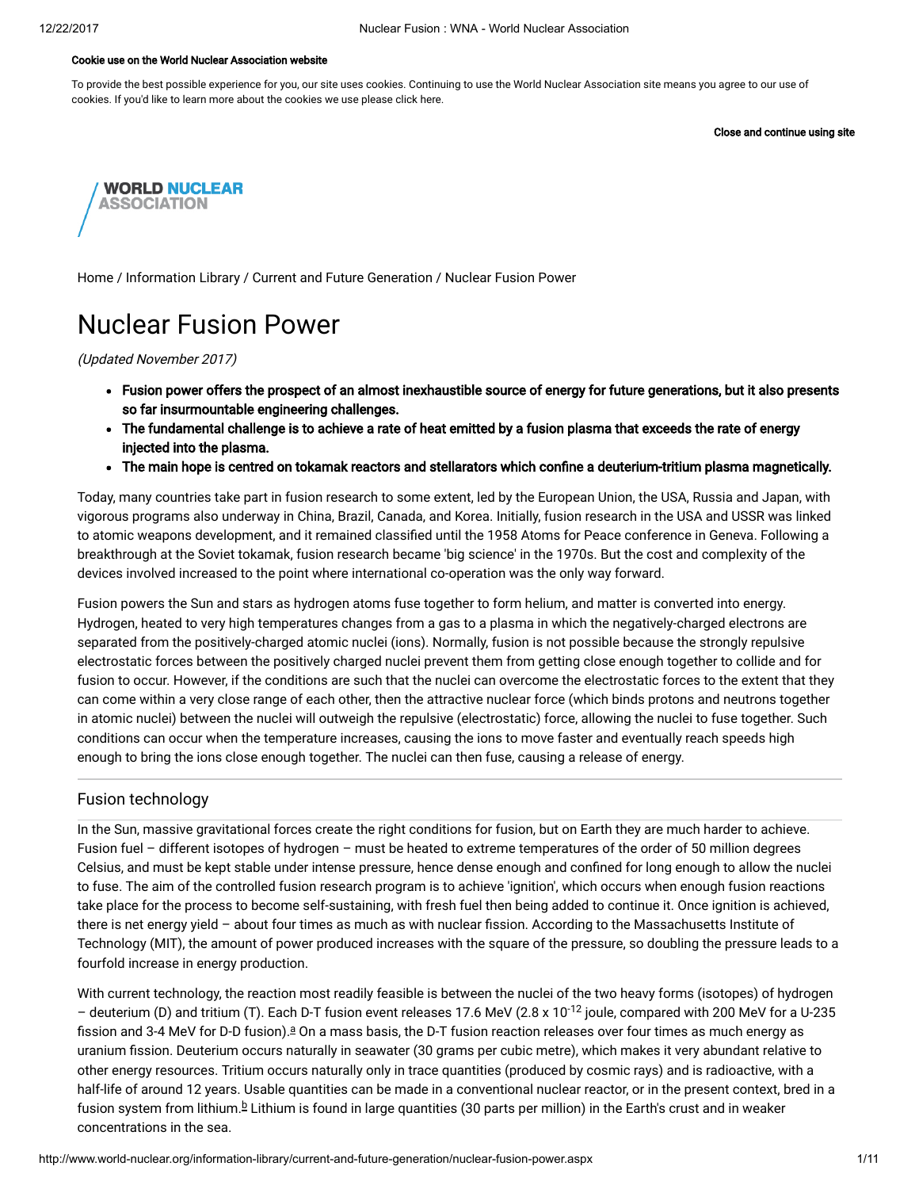Cookie use on the World Nuclear Association website

To provide the best possible experience for you, our site uses cookies. Continuing to use the World Nuclear Association site means you agree to our use of cookies. If you'd like to learn more about the cookies we use please click here.

Close and continue using site

WORLD NUCLEAR ASSOCIATION

Home / Information Library / Current and Future Generation / Nuclear Fusion Power

# Nuclear Fusion Power

*(Updated November 2017)*

- **Fusion power offers the prospect of an almost inexhaustible source of energy for future generations, but it also presents so far insurmountable engineering challenges.**
- **The fundamental challenge is to achieve a rate of heat emitted by a fusion plasma that exceeds the rate of energy injected into the plasma.**
- **The main hope is centred on tokamak reactors and stellarators which confine a deuterium-tritium plasma magnetically.**

Today, many countries take part in fusion research to some extent, led by the European Union, the USA, Russia and Japan, with vigorous programs also underway in China, Brazil, Canada, and Korea. Initially, fusion research in the USA and USSR was linked to atomic weapons development, and it remained classified until the 1958 Atoms for Peace conference in Geneva. Following a breakthrough at the Soviet tokamak, fusion research became 'big science' in the 1970s. But the cost and complexity of the devices involved increased to the point where international co-operation was the only way forward.

Fusion powers the Sun and stars as hydrogen atoms fuse together to form helium, and matter is converted into energy. Hydrogen, heated to very high temperatures changes from a gas to a plasma in which the negatively-charged electrons are separated from the positively-charged atomic nuclei (ions). Normally, fusion is not possible because the strongly repulsive electrostatic forces between the positively charged nuclei prevent them from getting close enough together to collide and for fusion to occur. However, if the conditions are such that the nuclei can overcome the electrostatic forces to the extent that they can come within a very close range of each other, then the attractive nuclear force (which binds protons and neutrons together in atomic nuclei) between the nuclei will outweigh the repulsive (electrostatic) force, allowing the nuclei to fuse together. Such conditions can occur when the temperature increases, causing the ions to move faster and eventually reach speeds high enough to bring the ions close enough together. The nuclei can then fuse, causing a release of energy.

## Fusion technology

In the Sun, massive gravitational forces create the right conditions for fusion, but on Earth they are much harder to achieve. Fusion fuel – different isotopes of hydrogen – must be heated to extreme temperatures of the order of 50 million degrees Celsius, and must be kept stable under intense pressure, hence dense enough and confined for long enough to allow the nuclei to fuse. The aim of the controlled fusion research program is to achieve 'ignition', which occurs when enough fusion reactions take place for the process to become self-sustaining, with fresh fuel then being added to continue it. Once ignition is achieved, there is net energy yield – about four times as much as with nuclear fission. According to the Massachusetts Institute of Technology (MIT), the amount of power produced increases with the square of the pressure, so doubling the pressure leads to a fourfold increase in energy production.

With current technology, the reaction most readily feasible is between the nuclei of the two heavy forms (isotopes) of hydrogen – deuterium (D) and tritium (T). Each D-T fusion event releases 17.6 MeV ($2.8 \times 10^{-12}$ joule, compared with 200 MeV for a U-235 fission and 3-4 MeV for D-D fusion).[a] On a mass basis, the D-T fusion reaction releases over four times as much energy as uranium fission. Deuterium occurs naturally in seawater (30 grams per cubic metre), which makes it very abundant relative to other energy resources. Tritium occurs naturally only in trace quantities (produced by cosmic rays) and is radioactive, with a half-life of around 12 years. Usable quantities can be made in a conventional nuclear reactor, or in the present context, bred in a fusion system from lithium.[b] Lithium is found in large quantities (30 parts per million) in the Earth's crust and in weaker concentrations in the sea.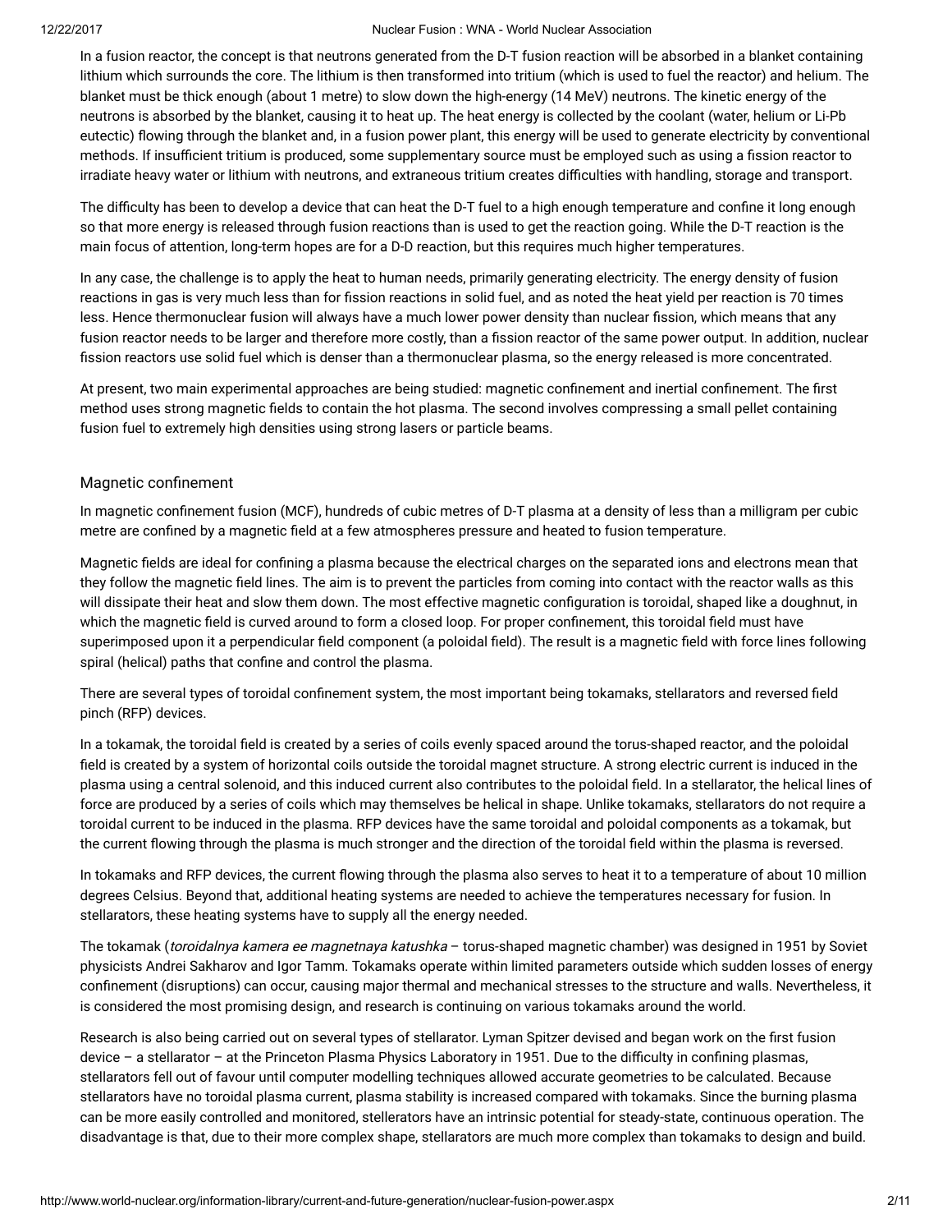In a fusion reactor, the concept is that neutrons generated from the D-T fusion reaction will be absorbed in a blanket containing lithium which surrounds the core. The lithium is then transformed into tritium (which is used to fuel the reactor) and helium. The blanket must be thick enough (about 1 metre) to slow down the high-energy (14 MeV) neutrons. The kinetic energy of the neutrons is absorbed by the blanket, causing it to heat up. The heat energy is collected by the coolant (water, helium or Li-Pb eutectic) flowing through the blanket and, in a fusion power plant, this energy will be used to generate electricity by conventional methods. If insufficient tritium is produced, some supplementary source must be employed such as using a fission reactor to irradiate heavy water or lithium with neutrons, and extraneous tritium creates difficulties with handling, storage and transport.

The difficulty has been to develop a device that can heat the D-T fuel to a high enough temperature and confine it long enough so that more energy is released through fusion reactions than is used to get the reaction going. While the D-T reaction is the main focus of attention, long-term hopes are for a D-D reaction, but this requires much higher temperatures.

In any case, the challenge is to apply the heat to human needs, primarily generating electricity. The energy density of fusion reactions in gas is very much less than for fission reactions in solid fuel, and as noted the heat yield per reaction is 70 times less. Hence thermonuclear fusion will always have a much lower power density than nuclear fission, which means that any fusion reactor needs to be larger and therefore more costly, than a fission reactor of the same power output. In addition, nuclear fission reactors use solid fuel which is denser than a thermonuclear plasma, so the energy released is more concentrated.

At present, two main experimental approaches are being studied: magnetic confinement and inertial confinement. The first method uses strong magnetic fields to contain the hot plasma. The second involves compressing a small pellet containing fusion fuel to extremely high densities using strong lasers or particle beams.

## Magnetic confinement

In magnetic confinement fusion (MCF), hundreds of cubic metres of D-T plasma at a density of less than a milligram per cubic metre are confined by a magnetic field at a few atmospheres pressure and heated to fusion temperature.

Magnetic fields are ideal for confining a plasma because the electrical charges on the separated ions and electrons mean that they follow the magnetic field lines. The aim is to prevent the particles from coming into contact with the reactor walls as this will dissipate their heat and slow them down. The most effective magnetic configuration is toroidal, shaped like a doughnut, in which the magnetic field is curved around to form a closed loop. For proper confinement, this toroidal field must have superimposed upon it a perpendicular field component (a poloidal field). The result is a magnetic field with force lines following spiral (helical) paths that confine and control the plasma.

There are several types of toroidal confinement system, the most important being tokamaks, stellarators and reversed field pinch (RFP) devices.

In a tokamak, the toroidal field is created by a series of coils evenly spaced around the torus-shaped reactor, and the poloidal field is created by a system of horizontal coils outside the toroidal magnet structure. A strong electric current is induced in the plasma using a central solenoid, and this induced current also contributes to the poloidal field. In a stellarator, the helical lines of force are produced by a series of coils which may themselves be helical in shape. Unlike tokamaks, stellarators do not require a toroidal current to be induced in the plasma. RFP devices have the same toroidal and poloidal components as a tokamak, but the current flowing through the plasma is much stronger and the direction of the toroidal field within the plasma is reversed.

In tokamaks and RFP devices, the current flowing through the plasma also serves to heat it to a temperature of about 10 million degrees Celsius. Beyond that, additional heating systems are needed to achieve the temperatures necessary for fusion. In stellarators, these heating systems have to supply all the energy needed.

The tokamak (*toroidalnya kamera ee magnetnaya katushka* – torus-shaped magnetic chamber) was designed in 1951 by Soviet physicists Andrei Sakharov and Igor Tamm. Tokamaks operate within limited parameters outside which sudden losses of energy confinement (disruptions) can occur, causing major thermal and mechanical stresses to the structure and walls. Nevertheless, it is considered the most promising design, and research is continuing on various tokamaks around the world.

Research is also being carried out on several types of stellarator. Lyman Spitzer devised and began work on the first fusion device – a stellarator – at the Princeton Plasma Physics Laboratory in 1951. Due to the difficulty in confining plasmas, stellarators fell out of favour until computer modelling techniques allowed accurate geometries to be calculated. Because stellarators have no toroidal plasma current, plasma stability is increased compared with tokamaks. Since the burning plasma can be more easily controlled and monitored, stellerators have an intrinsic potential for steady-state, continuous operation. The disadvantage is that, due to their more complex shape, stellarators are much more complex than tokamaks to design and build.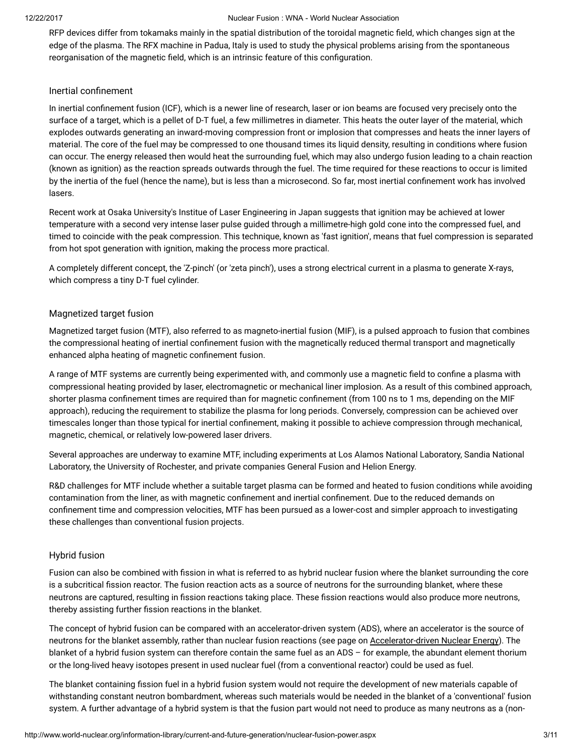RFP devices differ from tokamaks mainly in the spatial distribution of the toroidal magnetic field, which changes sign at the edge of the plasma. The RFX machine in Padua, Italy is used to study the physical problems arising from the spontaneous reorganisation of the magnetic field, which is an intrinsic feature of this configuration.

### Inertial confinement

In inertial confinement fusion (ICF), which is a newer line of research, laser or ion beams are focused very precisely onto the surface of a target, which is a pellet of D-T fuel, a few millimetres in diameter. This heats the outer layer of the material, which explodes outwards generating an inward-moving compression front or implosion that compresses and heats the inner layers of material. The core of the fuel may be compressed to one thousand times its liquid density, resulting in conditions where fusion can occur. The energy released then would heat the surrounding fuel, which may also undergo fusion leading to a chain reaction (known as ignition) as the reaction spreads outwards through the fuel. The time required for these reactions to occur is limited by the inertia of the fuel (hence the name), but is less than a microsecond. So far, most inertial confinement work has involved lasers.

Recent work at Osaka University's Institue of Laser Engineering in Japan suggests that ignition may be achieved at lower temperature with a second very intense laser pulse guided through a millimetre-high gold cone into the compressed fuel, and timed to coincide with the peak compression. This technique, known as 'fast ignition', means that fuel compression is separated from hot spot generation with ignition, making the process more practical.

A completely different concept, the 'Z-pinch' (or 'zeta pinch'), uses a strong electrical current in a plasma to generate X-rays, which compress a tiny D-T fuel cylinder.

### Magnetized target fusion

Magnetized target fusion (MTF), also referred to as magneto-inertial fusion (MIF), is a pulsed approach to fusion that combines the compressional heating of inertial confinement fusion with the magnetically reduced thermal transport and magnetically enhanced alpha heating of magnetic confinement fusion.

A range of MTF systems are currently being experimented with, and commonly use a magnetic field to confine a plasma with compressional heating provided by laser, electromagnetic or mechanical liner implosion. As a result of this combined approach, shorter plasma confinement times are required than for magnetic confinement (from 100 ns to 1 ms, depending on the MIF approach), reducing the requirement to stabilize the plasma for long periods. Conversely, compression can be achieved over timescales longer than those typical for inertial confinement, making it possible to achieve compression through mechanical, magnetic, chemical, or relatively low-powered laser drivers.

Several approaches are underway to examine MTF, including experiments at Los Alamos National Laboratory, Sandia National Laboratory, the University of Rochester, and private companies General Fusion and Helion Energy.

R&D challenges for MTF include whether a suitable target plasma can be formed and heated to fusion conditions while avoiding contamination from the liner, as with magnetic confinement and inertial confinement. Due to the reduced demands on confinement time and compression velocities, MTF has been pursued as a lower-cost and simpler approach to investigating these challenges than conventional fusion projects.

### Hybrid fusion

Fusion can also be combined with fission in what is referred to as hybrid nuclear fusion where the blanket surrounding the core is a subcritical fission reactor. The fusion reaction acts as a source of neutrons for the surrounding blanket, where these neutrons are captured, resulting in fission reactions taking place. These fission reactions would also produce more neutrons, thereby assisting further fission reactions in the blanket.

The concept of hybrid fusion can be compared with an accelerator-driven system (ADS), where an accelerator is the source of neutrons for the blanket assembly, rather than nuclear fusion reactions (see page on Accelerator-driven Nuclear Energy). The blanket of a hybrid fusion system can therefore contain the same fuel as an ADS – for example, the abundant element thorium or the long-lived heavy isotopes present in used nuclear fuel (from a conventional reactor) could be used as fuel.

The blanket containing fission fuel in a hybrid fusion system would not require the development of new materials capable of withstanding constant neutron bombardment, whereas such materials would be needed in the blanket of a 'conventional' fusion system. A further advantage of a hybrid system is that the fusion part would not need to produce as many neutrons as a (non-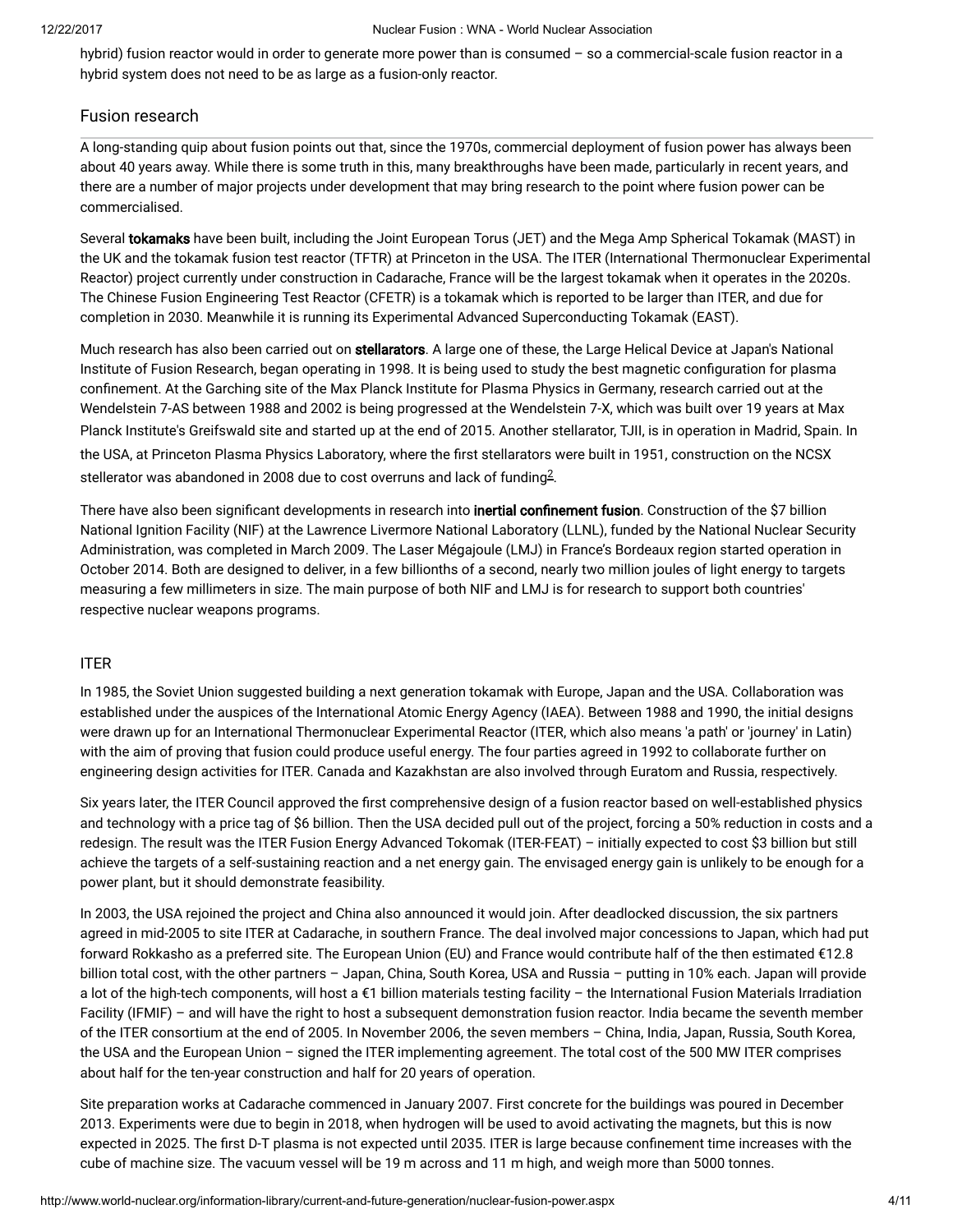hybrid) fusion reactor would in order to generate more power than is consumed – so a commercial-scale fusion reactor in a hybrid system does not need to be as large as a fusion-only reactor.

## Fusion research

A long-standing quip about fusion points out that, since the 1970s, commercial deployment of fusion power has always been about 40 years away. While there is some truth in this, many breakthroughs have been made, particularly in recent years, and there are a number of major projects under development that may bring research to the point where fusion power can be commercialised.

Several **tokamaks** have been built, including the Joint European Torus (JET) and the Mega Amp Spherical Tokamak (MAST) in the UK and the tokamak fusion test reactor (TFTR) at Princeton in the USA. The ITER (International Thermonuclear Experimental Reactor) project currently under construction in Cadarache, France will be the largest tokamak when it operates in the 2020s. The Chinese Fusion Engineering Test Reactor (CFETR) is a tokamak which is reported to be larger than ITER, and due for completion in 2030. Meanwhile it is running its Experimental Advanced Superconducting Tokamak (EAST).

Much research has also been carried out on **stellarators**. A large one of these, the Large Helical Device at Japan's National Institute of Fusion Research, began operating in 1998. It is being used to study the best magnetic configuration for plasma confinement. At the Garching site of the Max Planck Institute for Plasma Physics in Germany, research carried out at the Wendelstein 7-AS between 1988 and 2002 is being progressed at the Wendelstein 7-X, which was built over 19 years at Max Planck Institute's Greifswald site and started up at the end of 2015. Another stellarator, TJII, is in operation in Madrid, Spain. In the USA, at Princeton Plasma Physics Laboratory, where the first stellarators were built in 1951, construction on the NCSX stellerator was abandoned in 2008 due to cost overruns and lack of funding[2].

There have also been significant developments in research into **inertial confinement fusion**. Construction of the $7 billion National Ignition Facility (NIF) at the Lawrence Livermore National Laboratory (LLNL), funded by the National Nuclear Security Administration, was completed in March 2009. The Laser Mégajoule (LMJ) in France's Bordeaux region started operation in October 2014. Both are designed to deliver, in a few billionths of a second, nearly two million joules of light energy to targets measuring a few millimeters in size. The main purpose of both NIF and LMJ is for research to support both countries' respective nuclear weapons programs.

### ITER

In 1985, the Soviet Union suggested building a next generation tokamak with Europe, Japan and the USA. Collaboration was established under the auspices of the International Atomic Energy Agency (IAEA). Between 1988 and 1990, the initial designs were drawn up for an International Thermonuclear Experimental Reactor (ITER, which also means 'a path' or 'journey' in Latin) with the aim of proving that fusion could produce useful energy. The four parties agreed in 1992 to collaborate further on engineering design activities for ITER. Canada and Kazakhstan are also involved through Euratom and Russia, respectively.

Six years later, the ITER Council approved the first comprehensive design of a fusion reactor based on well-established physics and technology with a price tag of $6 billion. Then the USA decided pull out of the project, forcing a 50% reduction in costs and a redesign. The result was the ITER Fusion Energy Advanced Tokomak (ITER-FEAT) – initially expected to cost $3 billion but still achieve the targets of a self-sustaining reaction and a net energy gain. The envisaged energy gain is unlikely to be enough for a power plant, but it should demonstrate feasibility.

In 2003, the USA rejoined the project and China also announced it would join. After deadlocked discussion, the six partners agreed in mid-2005 to site ITER at Cadarache, in southern France. The deal involved major concessions to Japan, which had put forward Rokkasho as a preferred site. The European Union (EU) and France would contribute half of the then estimated €12.8 billion total cost, with the other partners – Japan, China, South Korea, USA and Russia – putting in 10% each. Japan will provide a lot of the high-tech components, will host a €1 billion materials testing facility – the International Fusion Materials Irradiation Facility (IFMIF) – and will have the right to host a subsequent demonstration fusion reactor. India became the seventh member of the ITER consortium at the end of 2005. In November 2006, the seven members – China, India, Japan, Russia, South Korea, the USA and the European Union – signed the ITER implementing agreement. The total cost of the 500 MW ITER comprises about half for the ten-year construction and half for 20 years of operation.

Site preparation works at Cadarache commenced in January 2007. First concrete for the buildings was poured in December 2013. Experiments were due to begin in 2018, when hydrogen will be used to avoid activating the magnets, but this is now expected in 2025. The first D-T plasma is not expected until 2035. ITER is large because confinement time increases with the cube of machine size. The vacuum vessel will be 19 m across and 11 m high, and weigh more than 5000 tonnes.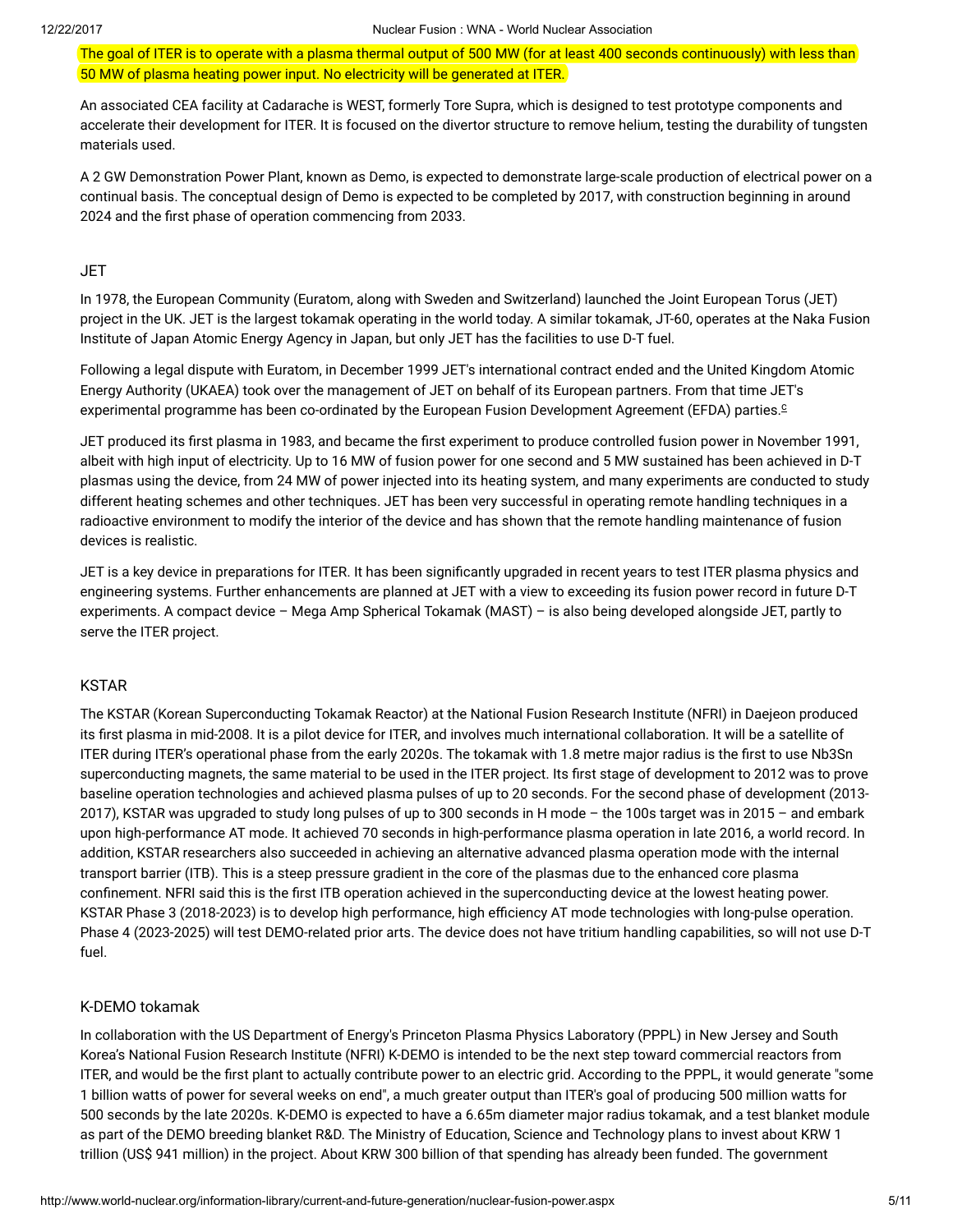The goal of ITER is to operate with a plasma thermal output of 500 MW (for at least 400 seconds continuously) with less than 50 MW of plasma heating power input. No electricity will be generated at ITER.

An associated CEA facility at Cadarache is WEST, formerly Tore Supra, which is designed to test prototype components and accelerate their development for ITER. It is focused on the divertor structure to remove helium, testing the durability of tungsten materials used.

A 2 GW Demonstration Power Plant, known as Demo, is expected to demonstrate large-scale production of electrical power on a continual basis. The conceptual design of Demo is expected to be completed by 2017, with construction beginning in around 2024 and the first phase of operation commencing from 2033.

### JET

In 1978, the European Community (Euratom, along with Sweden and Switzerland) launched the Joint European Torus (JET) project in the UK. JET is the largest tokamak operating in the world today. A similar tokamak, JT-60, operates at the Naka Fusion Institute of Japan Atomic Energy Agency in Japan, but only JET has the facilities to use D-T fuel.

Following a legal dispute with Euratom, in December 1999 JET's international contract ended and the United Kingdom Atomic Energy Authority (UKAEA) took over the management of JET on behalf of its European partners. From that time JET's experimental programme has been co-ordinated by the European Fusion Development Agreement (EFDA) parties.[c]

JET produced its first plasma in 1983, and became the first experiment to produce controlled fusion power in November 1991, albeit with high input of electricity. Up to 16 MW of fusion power for one second and 5 MW sustained has been achieved in D-T plasmas using the device, from 24 MW of power injected into its heating system, and many experiments are conducted to study different heating schemes and other techniques. JET has been very successful in operating remote handling techniques in a radioactive environment to modify the interior of the device and has shown that the remote handling maintenance of fusion devices is realistic.

JET is a key device in preparations for ITER. It has been significantly upgraded in recent years to test ITER plasma physics and engineering systems. Further enhancements are planned at JET with a view to exceeding its fusion power record in future D-T experiments. A compact device – Mega Amp Spherical Tokamak (MAST) – is also being developed alongside JET, partly to serve the ITER project.

### KSTAR

The KSTAR (Korean Superconducting Tokamak Reactor) at the National Fusion Research Institute (NFRI) in Daejeon produced its first plasma in mid-2008. It is a pilot device for ITER, and involves much international collaboration. It will be a satellite of ITER during ITER's operational phase from the early 2020s. The tokamak with 1.8 metre major radius is the first to use $Nb_3Sn$ superconducting magnets, the same material to be used in the ITER project. Its first stage of development to 2012 was to prove baseline operation technologies and achieved plasma pulses of up to 20 seconds. For the second phase of development (2013-2017), KSTAR was upgraded to study long pulses of up to 300 seconds in H mode – the 100s target was in 2015 – and embark upon high-performance AT mode. It achieved 70 seconds in high-performance plasma operation in late 2016, a world record. In addition, KSTAR researchers also succeeded in achieving an alternative advanced plasma operation mode with the internal transport barrier (ITB). This is a steep pressure gradient in the core of the plasmas due to the enhanced core plasma confinement. NFRI said this is the first ITB operation achieved in the superconducting device at the lowest heating power. KSTAR Phase 3 (2018-2023) is to develop high performance, high efficiency AT mode technologies with long-pulse operation. Phase 4 (2023-2025) will test DEMO-related prior arts. The device does not have tritium handling capabilities, so will not use D-T fuel.

### K-DEMO tokamak

In collaboration with the US Department of Energy's Princeton Plasma Physics Laboratory (PPPL) in New Jersey and South Korea's National Fusion Research Institute (NFRI) K-DEMO is intended to be the next step toward commercial reactors from ITER, and would be the first plant to actually contribute power to an electric grid. According to the PPPL, it would generate "some 1 billion watts of power for several weeks on end", a much greater output than ITER's goal of producing 500 million watts for 500 seconds by the late 2020s. K-DEMO is expected to have a 6.65m diameter major radius tokamak, and a test blanket module as part of the DEMO breeding blanket R&D. The Ministry of Education, Science and Technology plans to invest about KRW 1 trillion (US$ 941 million) in the project. About KRW 300 billion of that spending has already been funded. The government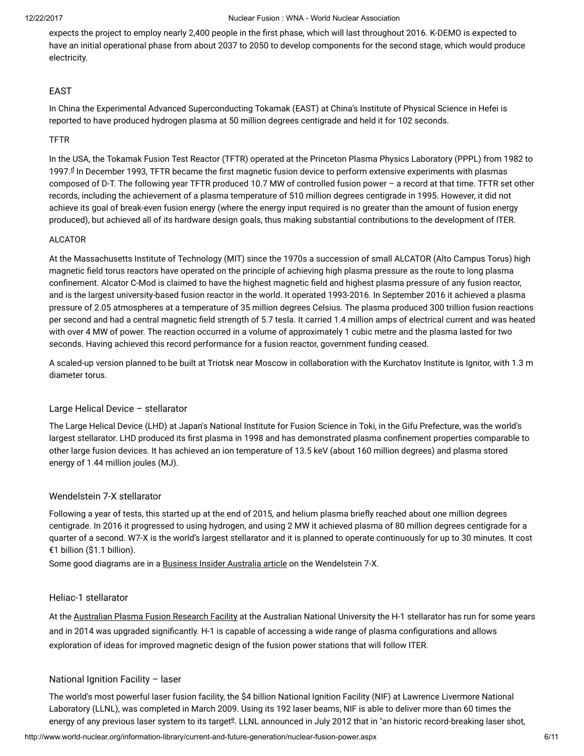expects the project to employ nearly 2,400 people in the first phase, which will last throughout 2016. K-DEMO is expected to have an initial operational phase from about 2037 to 2050 to develop components for the second stage, which would produce electricity.

### EAST

In China the Experimental Advanced Superconducting Tokamak (EAST) at China's Institute of Physical Science in Hefei is reported to have produced hydrogen plasma at 50 million degrees centigrade and held it for 102 seconds.

### TFTR

In the USA, the Tokamak Fusion Test Reactor (TFTR) operated at the Princeton Plasma Physics Laboratory (PPPL) from 1982 to 1997.[d] In December 1993, TFTR became the first magnetic fusion device to perform extensive experiments with plasmas composed of D-T. The following year TFTR produced 10.7 MW of controlled fusion power – a record at that time. TFTR set other records, including the achievement of a plasma temperature of 510 million degrees centigrade in 1995. However, it did not achieve its goal of break-even fusion energy (where the energy input required is no greater than the amount of fusion energy produced), but achieved all of its hardware design goals, thus making substantial contributions to the development of ITER.

### ALCATOR

At the Massachusetts Institute of Technology (MIT) since the 1970s a succession of small ALCATOR (Alto Campus Torus) high magnetic field torus reactors have operated on the principle of achieving high plasma pressure as the route to long plasma confinement. Alcator C-Mod is claimed to have the highest magnetic field and highest plasma pressure of any fusion reactor, and is the largest university-based fusion reactor in the world. It operated 1993-2016. In September 2016 it achieved a plasma pressure of 2.05 atmospheres at a temperature of 35 million degrees Celsius. The plasma produced 300 trillion fusion reactions per second and had a central magnetic field strength of 5.7 tesla. It carried 1.4 million amps of electrical current and was heated with over 4 MW of power. The reaction occurred in a volume of approximately 1 cubic metre and the plasma lasted for two seconds. Having achieved this record performance for a fusion reactor, government funding ceased.

A scaled-up version planned to be built at Triotsk near Moscow in collaboration with the Kurchatov Institute is Ignitor, with 1.3 m diameter torus.

### Large Helical Device – stellarator

The Large Helical Device (LHD) at Japan's National Institute for Fusion Science in Toki, in the Gifu Prefecture, was the world's largest stellarator. LHD produced its first plasma in 1998 and has demonstrated plasma confinement properties comparable to other large fusion devices. It has achieved an ion temperature of 13.5 keV (about 160 million degrees) and plasma stored energy of 1.44 million joules (MJ).

### Wendelstein 7-X stellarator

Following a year of tests, this started up at the end of 2015, and helium plasma briefly reached about one million degrees centigrade. In 2016 it progressed to using hydrogen, and using 2 MW it achieved plasma of 80 million degrees centigrade for a quarter of a second. W7-X is the world's largest stellarator and it is planned to operate continuously for up to 30 minutes. It cost €1 billion ($1.1 billion).
Some good diagrams are in a Business Insider Australia article on the Wendelstein 7-X.

### Heliac-1 stellarator

At the Australian Plasma Fusion Research Facility at the Australian National University the H-1 stellarator has run for some years and in 2014 was upgraded significantly. H-1 is capable of accessing a wide range of plasma configurations and allows exploration of ideas for improved magnetic design of the fusion power stations that will follow ITER.

### National Ignition Facility – laser

The world's most powerful laser fusion facility, the $4 billion National Ignition Facility (NIF) at Lawrence Livermore National Laboratory (LLNL), was completed in March 2009. Using its 192 laser beams, NIF is able to deliver more than 60 times the energy of any previous laser system to its target[e]. LLNL announced in July 2012 that in "an historic record-breaking laser shot,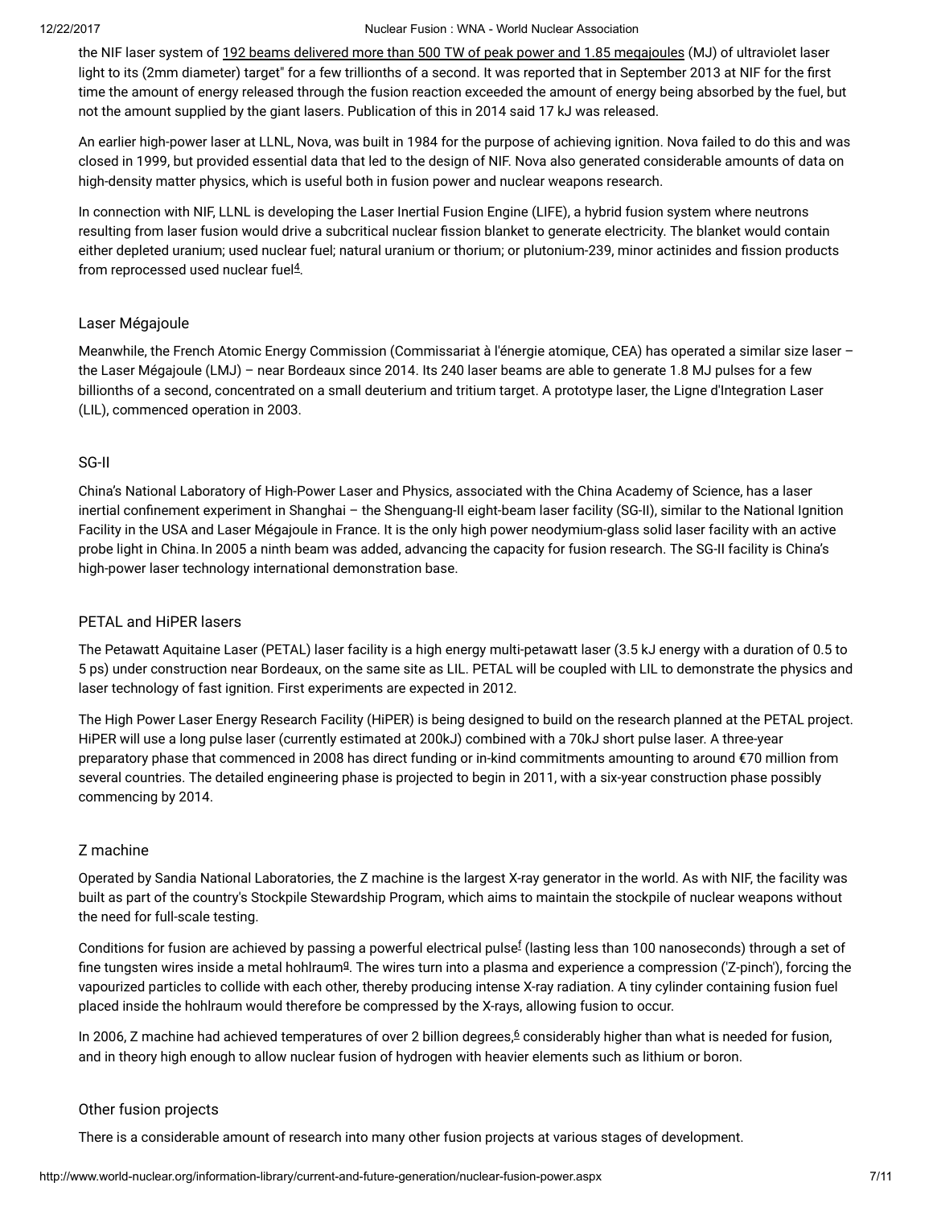the NIF laser system of 192 beams delivered more than 500 TW of peak power and 1.85 megajoules (MJ) of ultraviolet laser light to its (2mm diameter) target" for a few trillionths of a second. It was reported that in September 2013 at NIF for the first time the amount of energy released through the fusion reaction exceeded the amount of energy being absorbed by the fuel, but not the amount supplied by the giant lasers. Publication of this in 2014 said 17 kJ was released.

An earlier high-power laser at LLNL, Nova, was built in 1984 for the purpose of achieving ignition. Nova failed to do this and was closed in 1999, but provided essential data that led to the design of NIF. Nova also generated considerable amounts of data on high-density matter physics, which is useful both in fusion power and nuclear weapons research.

In connection with NIF, LLNL is developing the Laser Inertial Fusion Engine (LIFE), a hybrid fusion system where neutrons resulting from laser fusion would drive a subcritical nuclear fission blanket to generate electricity. The blanket would contain either depleted uranium; used nuclear fuel; natural uranium or thorium; or plutonium-239, minor actinides and fission products from reprocessed used nuclear fuel[4].

### Laser Mégajoule

Meanwhile, the French Atomic Energy Commission (Commissariat à l'énergie atomique, CEA) has operated a similar size laser – the Laser Mégajoule (LMJ) – near Bordeaux since 2014. Its 240 laser beams are able to generate 1.8 MJ pulses for a few billionths of a second, concentrated on a small deuterium and tritium target. A prototype laser, the Ligne d'Integration Laser (LIL), commenced operation in 2003.

### SG-II

China's National Laboratory of High-Power Laser and Physics, associated with the China Academy of Science, has a laser inertial confinement experiment in Shanghai – the Shenguang-II eight-beam laser facility (SG-II), similar to the National Ignition Facility in the USA and Laser Mégajoule in France. It is the only high power neodymium-glass solid laser facility with an active probe light in China. In 2005 a ninth beam was added, advancing the capacity for fusion research. The SG-II facility is China's high-power laser technology international demonstration base.

### PETAL and HiPER lasers

The Petawatt Aquitaine Laser (PETAL) laser facility is a high energy multi-petawatt laser (3.5 kJ energy with a duration of 0.5 to 5 ps) under construction near Bordeaux, on the same site as LIL. PETAL will be coupled with LIL to demonstrate the physics and laser technology of fast ignition. First experiments are expected in 2012.

The High Power Laser Energy Research Facility (HiPER) is being designed to build on the research planned at the PETAL project. HiPER will use a long pulse laser (currently estimated at 200kJ) combined with a 70kJ short pulse laser. A three-year preparatory phase that commenced in 2008 has direct funding or in-kind commitments amounting to around €70 million from several countries. The detailed engineering phase is projected to begin in 2011, with a six-year construction phase possibly commencing by 2014.

### Z machine

Operated by Sandia National Laboratories, the Z machine is the largest X-ray generator in the world. As with NIF, the facility was built as part of the country's Stockpile Stewardship Program, which aims to maintain the stockpile of nuclear weapons without the need for full-scale testing.

Conditions for fusion are achieved by passing a powerful electrical pulse[f] (lasting less than 100 nanoseconds) through a set of fine tungsten wires inside a metal hohlraum[g]. The wires turn into a plasma and experience a compression ('Z-pinch'), forcing the vapourized particles to collide with each other, thereby producing intense X-ray radiation. A tiny cylinder containing fusion fuel placed inside the hohlraum would therefore be compressed by the X-rays, allowing fusion to occur.

In 2006, Z machine had achieved temperatures of over 2 billion degrees,[6] considerably higher than what is needed for fusion, and in theory high enough to allow nuclear fusion of hydrogen with heavier elements such as lithium or boron.

### Other fusion projects

There is a considerable amount of research into many other fusion projects at various stages of development.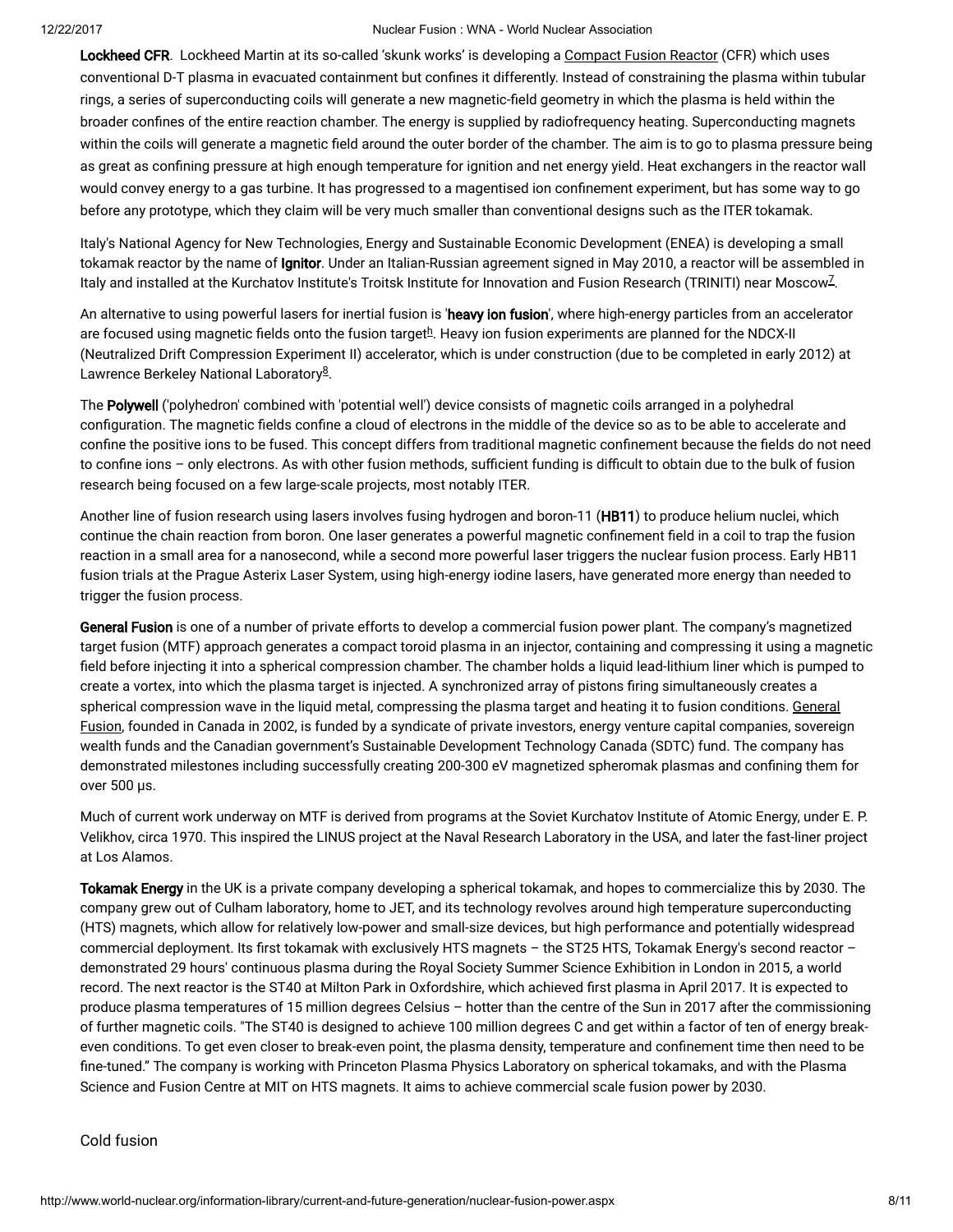**Lockheed CFR**. Lockheed Martin at its so-called 'skunk works' is developing a Compact Fusion Reactor (CFR) which uses conventional D-T plasma in evacuated containment but confines it differently. Instead of constraining the plasma within tubular rings, a series of superconducting coils will generate a new magnetic-field geometry in which the plasma is held within the broader confines of the entire reaction chamber. The energy is supplied by radiofrequency heating. Superconducting magnets within the coils will generate a magnetic field around the outer border of the chamber. The aim is to go to plasma pressure being as great as confining pressure at high enough temperature for ignition and net energy yield. Heat exchangers in the reactor wall would convey energy to a gas turbine. It has progressed to a magnetised ion confinement experiment, but has some way to go before any prototype, which they claim will be very much smaller than conventional designs such as the ITER tokamak.

Italy's National Agency for New Technologies, Energy and Sustainable Economic Development (ENEA) is developing a small tokamak reactor by the name of **Ignitor**. Under an Italian-Russian agreement signed in May 2010, a reactor will be assembled in Italy and installed at the Kurchatov Institute's Troitsk Institute for Innovation and Fusion Research (TRINITI) near Moscow[7].

An alternative to using powerful lasers for inertial fusion is '**heavy ion fusion**', where high-energy particles from an accelerator are focused using magnetic fields onto the fusion target[h]. Heavy ion fusion experiments are planned for the NDCX-II (Neutralized Drift Compression Experiment II) accelerator, which is under construction (due to be completed in early 2012) at Lawrence Berkeley National Laboratory[8].

The **Polywell** ('polyhedron' combined with 'potential well') device consists of magnetic coils arranged in a polyhedral configuration. The magnetic fields confine a cloud of electrons in the middle of the device so as to be able to accelerate and confine the positive ions to be fused. This concept differs from traditional magnetic confinement because the fields do not need to confine ions – only electrons. As with other fusion methods, sufficient funding is difficult to obtain due to the bulk of fusion research being focused on a few large-scale projects, most notably ITER.

Another line of fusion research using lasers involves fusing hydrogen and boron-11 (**HB11**) to produce helium nuclei, which continue the chain reaction from boron. One laser generates a powerful magnetic confinement field in a coil to trap the fusion reaction in a small area for a nanosecond, while a second more powerful laser triggers the nuclear fusion process. Early HB11 fusion trials at the Prague Asterix Laser System, using high-energy iodine lasers, have generated more energy than needed to trigger the fusion process.

**General Fusion** is one of a number of private efforts to develop a commercial fusion power plant. The company's magnetized target fusion (MTF) approach generates a compact toroid plasma in an injector, containing and compressing it using a magnetic field before injecting it into a spherical compression chamber. The chamber holds a liquid lead-lithium liner which is pumped to create a vortex, into which the plasma target is injected. A synchronized array of pistons firing simultaneously creates a spherical compression wave in the liquid metal, compressing the plasma target and heating it to fusion conditions. General Fusion, founded in Canada in 2002, is funded by a syndicate of private investors, energy venture capital companies, sovereign wealth funds and the Canadian government's Sustainable Development Technology Canada (SDTC) fund. The company has demonstrated milestones including successfully creating 200-300 eV magnetized spheromak plasmas and confining them for over 500 µs.

Much of current work underway on MTF is derived from programs at the Soviet Kurchatov Institute of Atomic Energy, under E. P. Velikhov, circa 1970. This inspired the LINUS project at the Naval Research Laboratory in the USA, and later the fast-liner project at Los Alamos.

**Tokamak Energy** in the UK is a private company developing a spherical tokamak, and hopes to commercialize this by 2030. The company grew out of Culham laboratory, home to JET, and its technology revolves around high temperature superconducting (HTS) magnets, which allow for relatively low-power and small-size devices, but high performance and potentially widespread commercial deployment. Its first tokamak with exclusively HTS magnets – the ST25 HTS, Tokamak Energy's second reactor – demonstrated 29 hours' continuous plasma during the Royal Society Summer Science Exhibition in London in 2015, a world record. The next reactor is the ST40 at Milton Park in Oxfordshire, which achieved first plasma in April 2017. It is expected to produce plasma temperatures of 15 million degrees Celsius – hotter than the centre of the Sun in 2017 after the commissioning of further magnetic coils. "The ST40 is designed to achieve 100 million degrees C and get within a factor of ten of energy break-even conditions. To get even closer to break-even point, the plasma density, temperature and confinement time then need to be fine-tuned." The company is working with Princeton Plasma Physics Laboratory on spherical tokamaks, and with the Plasma Science and Fusion Centre at MIT on HTS magnets. It aims to achieve commercial scale fusion power by 2030.

## Cold fusion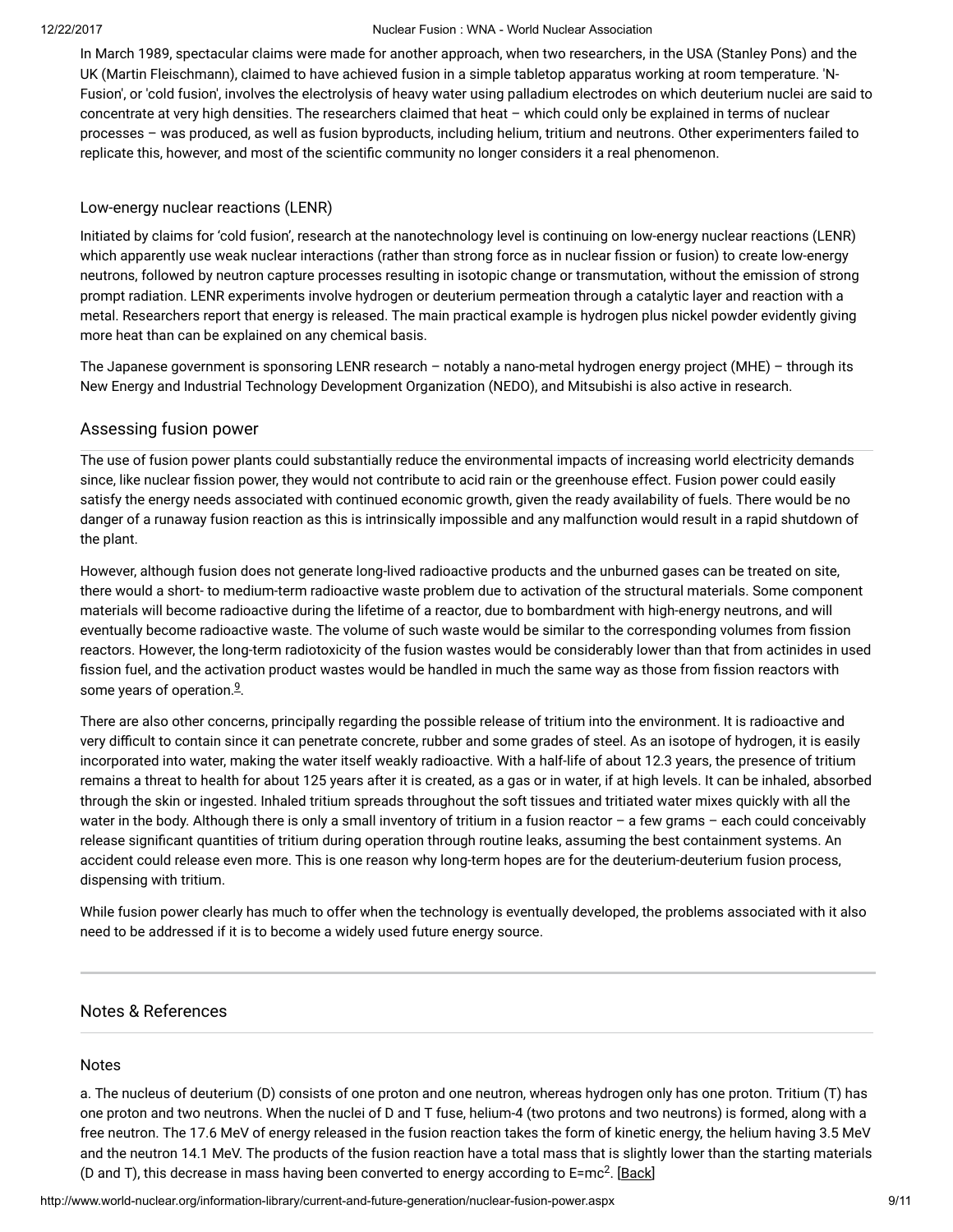In March 1989, spectacular claims were made for another approach, when two researchers, in the USA (Stanley Pons) and the UK (Martin Fleischmann), claimed to have achieved fusion in a simple tabletop apparatus working at room temperature. 'N-Fusion', or 'cold fusion', involves the electrolysis of heavy water using palladium electrodes on which deuterium nuclei are said to concentrate at very high densities. The researchers claimed that heat – which could only be explained in terms of nuclear processes – was produced, as well as fusion byproducts, including helium, tritium and neutrons. Other experimenters failed to replicate this, however, and most of the scientific community no longer considers it a real phenomenon.

### Low-energy nuclear reactions (LENR)

Initiated by claims for 'cold fusion', research at the nanotechnology level is continuing on low-energy nuclear reactions (LENR) which apparently use weak nuclear interactions (rather than strong force as in nuclear fission or fusion) to create low-energy neutrons, followed by neutron capture processes resulting in isotopic change or transmutation, without the emission of strong prompt radiation. LENR experiments involve hydrogen or deuterium permeation through a catalytic layer and reaction with a metal. Researchers report that energy is released. The main practical example is hydrogen plus nickel powder evidently giving more heat than can be explained on any chemical basis.

The Japanese government is sponsoring LENR research – notably a nano-metal hydrogen energy project (MHE) – through its New Energy and Industrial Technology Development Organization (NEDO), and Mitsubishi is also active in research.

## Assessing fusion power

The use of fusion power plants could substantially reduce the environmental impacts of increasing world electricity demands since, like nuclear fission power, they would not contribute to acid rain or the greenhouse effect. Fusion power could easily satisfy the energy needs associated with continued economic growth, given the ready availability of fuels. There would be no danger of a runaway fusion reaction as this is intrinsically impossible and any malfunction would result in a rapid shutdown of the plant.

However, although fusion does not generate long-lived radioactive products and the unburned gases can be treated on site, there would a short- to medium-term radioactive waste problem due to activation of the structural materials. Some component materials will become radioactive during the lifetime of a reactor, due to bombardment with high-energy neutrons, and will eventually become radioactive waste. The volume of such waste would be similar to the corresponding volumes from fission reactors. However, the long-term radiotoxicity of the fusion wastes would be considerably lower than that from actinides in used fission fuel, and the activation product wastes would be handled in much the same way as those from fission reactors with some years of operation.[9].

There are also other concerns, principally regarding the possible release of tritium into the environment. It is radioactive and very difficult to contain since it can penetrate concrete, rubber and some grades of steel. As an isotope of hydrogen, it is easily incorporated into water, making the water itself weakly radioactive. With a half-life of about 12.3 years, the presence of tritium remains a threat to health for about 125 years after it is created, as a gas or in water, if at high levels. It can be inhaled, absorbed through the skin or ingested. Inhaled tritium spreads throughout the soft tissues and tritiated water mixes quickly with all the water in the body. Although there is only a small inventory of tritium in a fusion reactor – a few grams – each could conceivably release significant quantities of tritium during operation through routine leaks, assuming the best containment systems. An accident could release even more. This is one reason why long-term hopes are for the deuterium-deuterium fusion process, dispensing with tritium.

While fusion power clearly has much to offer when the technology is eventually developed, the problems associated with it also need to be addressed if it is to become a widely used future energy source.

---

## Notes & References

### Notes

a. The nucleus of deuterium (D) consists of one proton and one neutron, whereas hydrogen only has one proton. Tritium (T) has one proton and two neutrons. When the nuclei of D and T fuse, helium-4 (two protons and two neutrons) is formed, along with a free neutron. The 17.6 MeV of energy released in the fusion reaction takes the form of kinetic energy, the helium having 3.5 MeV and the neutron 14.1 MeV. The products of the fusion reaction have a total mass that is slightly lower than the starting materials (D and T), this decrease in mass having been converted to energy according to $E=mc^2$. [Back]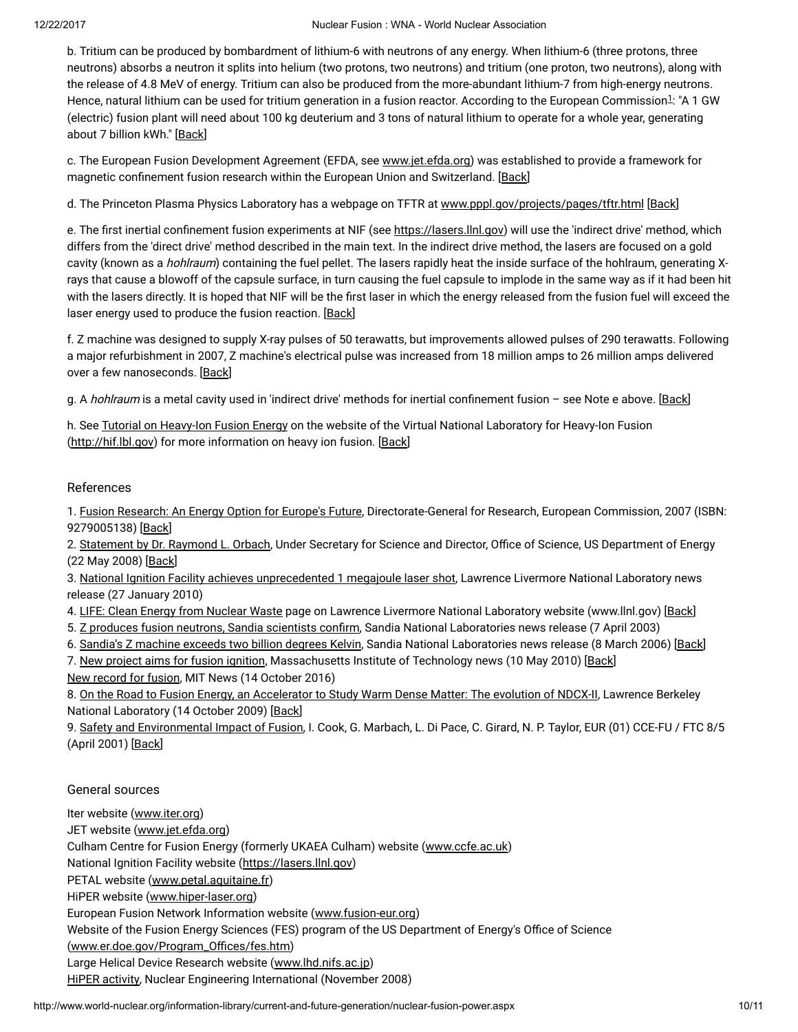b. Tritium can be produced by bombardment of lithium-6 with neutrons of any energy. When lithium-6 (three protons, three neutrons) absorbs a neutron it splits into helium (two protons, two neutrons) and tritium (one proton, two neutrons), along with the release of 4.8 MeV of energy. Tritium can also be produced from the more-abundant lithium-7 from high-energy neutrons. Hence, natural lithium can be used for tritium generation in a fusion reactor. According to the European Commission[1]: "A 1 GW (electric) fusion plant will need about 100 kg deuterium and 3 tons of natural lithium to operate for a whole year, generating about 7 billion kWh." [Back]

c. The European Fusion Development Agreement (EFDA, see www.jet.efda.org) was established to provide a framework for magnetic confinement fusion research within the European Union and Switzerland. [Back]

d. The Princeton Plasma Physics Laboratory has a webpage on TFTR at www.pppl.gov/projects/pages/tftr.html [Back]

e. The first inertial confinement fusion experiments at NIF (see https://lasers.llnl.gov) will use the 'indirect drive' method, which differs from the 'direct drive' method described in the main text. In the indirect drive method, the lasers are focused on a gold cavity (known as a *hohlraum*) containing the fuel pellet. The lasers rapidly heat the inside surface of the hohlraum, generating X-rays that cause a blowoff of the capsule surface, in turn causing the fuel capsule to implode in the same way as if it had been hit with the lasers directly. It is hoped that NIF will be the first laser in which the energy released from the fusion fuel will exceed the laser energy used to produce the fusion reaction. [Back]

f. Z machine was designed to supply X-ray pulses of 50 terawatts, but improvements allowed pulses of 290 terawatts. Following a major refurbishment in 2007, Z machine's electrical pulse was increased from 18 million amps to 26 million amps delivered over a few nanoseconds. [Back]

g. A *hohlraum* is a metal cavity used in 'indirect drive' methods for inertial confinement fusion – see Note e above. [Back]

h. See Tutorial on Heavy-Ion Fusion Energy on the website of the Virtual National Laboratory for Heavy-Ion Fusion (http://hif.lbl.gov) for more information on heavy ion fusion. [Back]

## References

1. Fusion Research: An Energy Option for Europe's Future, Directorate-General for Research, European Commission, 2007 (ISBN: 9279005138) [Back]
2. Statement by Dr. Raymond L. Orbach, Under Secretary for Science and Director, Office of Science, US Department of Energy (22 May 2008) [Back]
3. National Ignition Facility achieves unprecedented 1 megajoule laser shot, Lawrence Livermore National Laboratory news release (27 January 2010)
4. LIFE: Clean Energy from Nuclear Waste page on Lawrence Livermore National Laboratory website (www.llnl.gov) [Back]
5. Z produces fusion neutrons, Sandia scientists confirm, Sandia National Laboratories news release (7 April 2003)
6. Sandia's Z machine exceeds two billion degrees Kelvin, Sandia National Laboratories news release (8 March 2006) [Back]
7. New project aims for fusion ignition, Massachusetts Institute of Technology news (10 May 2010) [Back]
New record for fusion, MIT News (14 October 2016)
8. On the Road to Fusion Energy, an Accelerator to Study Warm Dense Matter: The evolution of NDCX-II, Lawrence Berkeley National Laboratory (14 October 2009) [Back]
9. Safety and Environmental Impact of Fusion, I. Cook, G. Marbach, L. Di Pace, C. Girard, N. P. Taylor, EUR (01) CCE-FU / FTC 8/5 (April 2001) [Back]

## General sources

Iter website (www.iter.org)
JET website (www.jet.efda.org)
Culham Centre for Fusion Energy (formerly UKAEA Culham) website (www.ccfe.ac.uk)
National Ignition Facility website (https://lasers.llnl.gov)
PETAL website (www.petal.aquitaine.fr)
HiPER website (www.hiper-laser.org)
European Fusion Network Information website (www.fusion-eur.org)
Website of the Fusion Energy Sciences (FES) program of the US Department of Energy's Office of Science (www.er.doe.gov/Program_Offices/fes.htm)
Large Helical Device Research website (www.lhd.nifs.ac.jp)
HiPER activity, Nuclear Engineering International (November 2008)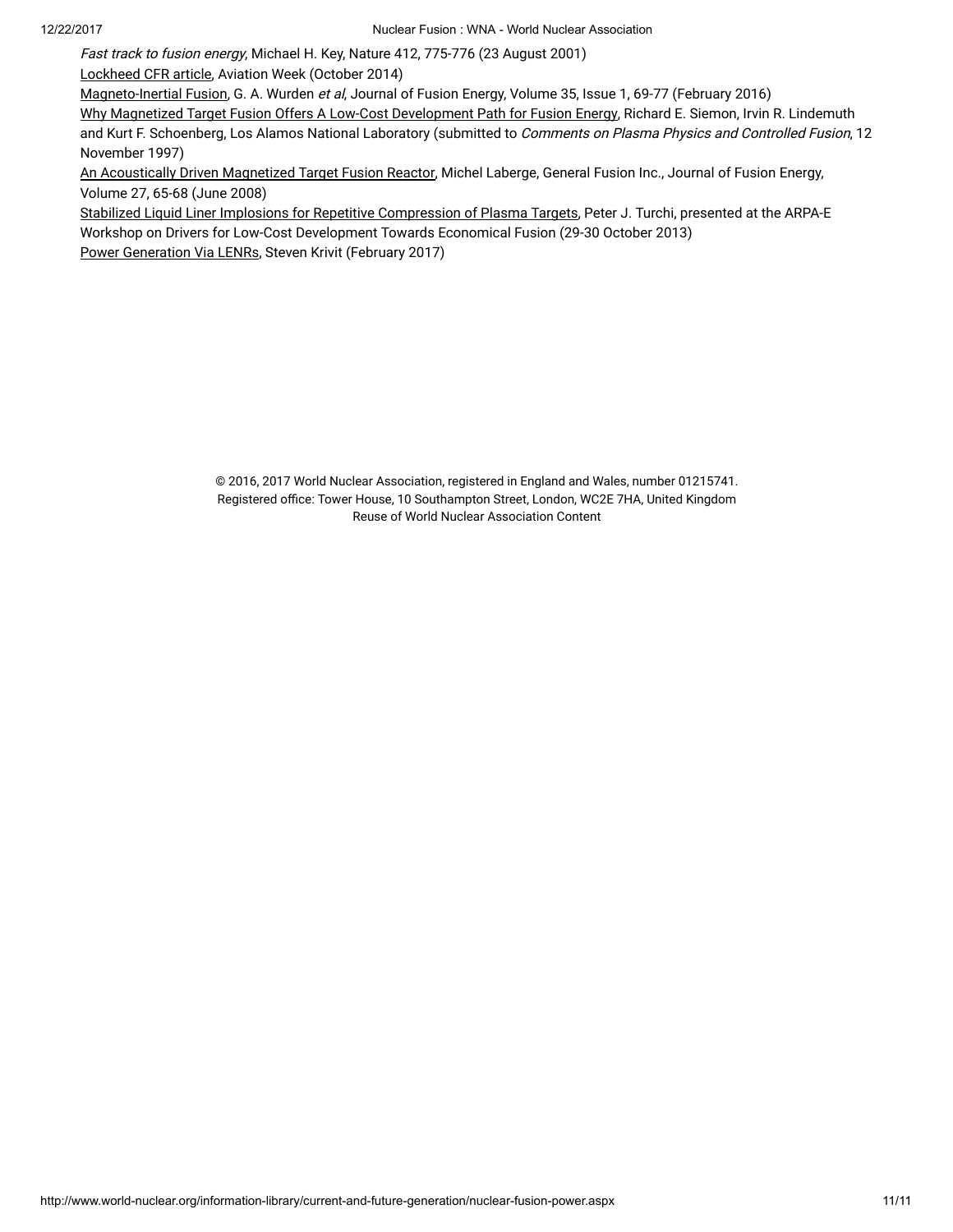*Fast track to fusion energy*, Michael H. Key, Nature 412, 775-776 (23 August 2001)
Lockheed CFR article, Aviation Week (October 2014)
Magneto-Inertial Fusion, G. A. Wurden *et al*, Journal of Fusion Energy, Volume 35, Issue 1, 69-77 (February 2016)
Why Magnetized Target Fusion Offers A Low-Cost Development Path for Fusion Energy, Richard E. Siemon, Irvin R. Lindemuth and Kurt F. Schoenberg, Los Alamos National Laboratory (submitted to *Comments on Plasma Physics and Controlled Fusion*, 12 November 1997)
An Acoustically Driven Magnetized Target Fusion Reactor, Michel Laberge, General Fusion Inc., Journal of Fusion Energy, Volume 27, 65-68 (June 2008)
Stabilized Liquid Liner Implosions for Repetitive Compression of Plasma Targets, Peter J. Turchi, presented at the ARPA-E Workshop on Drivers for Low-Cost Development Towards Economical Fusion (29-30 October 2013)
Power Generation Via LENRs, Steven Krivit (February 2017)

© 2016, 2017 World Nuclear Association, registered in England and Wales, number 01215741.
Registered office: Tower House, 10 Southampton Street, London, WC2E 7HA, United Kingdom
Reuse of World Nuclear Association Content